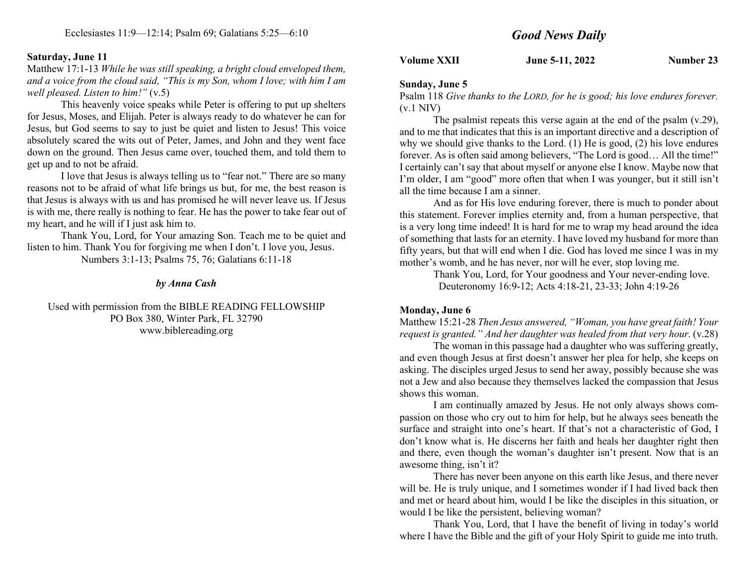Ecclesiastes 11:9—12:14; Psalm 69; Galatians 5:25—6:10

**Saturday, June 11**

Matthew 17:1-13 *While he was still speaking, a bright cloud enveloped them, and a voice from the cloud said, "This is my Son, whom I love; with him I am well pleased. Listen to him!"* (v.5)

This heavenly voice speaks while Peter is offering to put up shelters for Jesus, Moses, and Elijah. Peter is always ready to do whatever he can for Jesus, but God seems to say to just be quiet and listen to Jesus! This voice absolutely scared the wits out of Peter, James, and John and they went face down on the ground. Then Jesus came over, touched them, and told them to get up and to not be afraid.

I love that Jesus is always telling us to "fear not." There are so many reasons not to be afraid of what life brings us but, for me, the best reason is that Jesus is always with us and has promised he will never leave us. If Jesus is with me, there really is nothing to fear. He has the power to take fear out of my heart, and he will if I just ask him to.

Thank You, Lord, for Your amazing Son. Teach me to be quiet and listen to him. Thank You for forgiving me when I don't. I love you, Jesus.

Numbers 3:1-13; Psalms 75, 76; Galatians 6:11-18

***by Anna Cash***

Used with permission from the BIBLE READING FELLOWSHIP
PO Box 380, Winter Park, FL 32790
www.biblereading.org

# *Good News Daily*

**Volume XXII** **June 5-11, 2022** **Number 23**

**Sunday, June 5**

Psalm 118 *Give thanks to the LORD, for he is good; his love endures forever.* (v.1 NIV)

The psalmist repeats this verse again at the end of the psalm (v.29), and to me that indicates that this is an important directive and a description of why we should give thanks to the Lord. (1) He is good, (2) his love endures forever. As is often said among believers, "The Lord is good… All the time!" I certainly can't say that about myself or anyone else I know. Maybe now that I'm older, I am "good" more often that when I was younger, but it still isn't all the time because I am a sinner.

And as for His love enduring forever, there is much to ponder about this statement. Forever implies eternity and, from a human perspective, that is a very long time indeed! It is hard for me to wrap my head around the idea of something that lasts for an eternity. I have loved my husband for more than fifty years, but that will end when I die. God has loved me since I was in my mother's womb, and he has never, nor will he ever, stop loving me.

Thank You, Lord, for Your goodness and Your never-ending love.

Deuteronomy 16:9-12; Acts 4:18-21, 23-33; John 4:19-26

**Monday, June 6**

Matthew 15:21-28 *Then Jesus answered, "Woman, you have great faith! Your request is granted." And her daughter was healed from that very hour.* (v.28)

The woman in this passage had a daughter who was suffering greatly, and even though Jesus at first doesn't answer her plea for help, she keeps on asking. The disciples urged Jesus to send her away, possibly because she was not a Jew and also because they themselves lacked the compassion that Jesus shows this woman.

I am continually amazed by Jesus. He not only always shows compassion on those who cry out to him for help, but he always sees beneath the surface and straight into one's heart. If that's not a characteristic of God, I don't know what is. He discerns her faith and heals her daughter right then and there, even though the woman's daughter isn't present. Now that is an awesome thing, isn't it?

There has never been anyone on this earth like Jesus, and there never will be. He is truly unique, and I sometimes wonder if I had lived back then and met or heard about him, would I be like the disciples in this situation, or would I be like the persistent, believing woman?

Thank You, Lord, that I have the benefit of living in today's world where I have the Bible and the gift of your Holy Spirit to guide me into truth.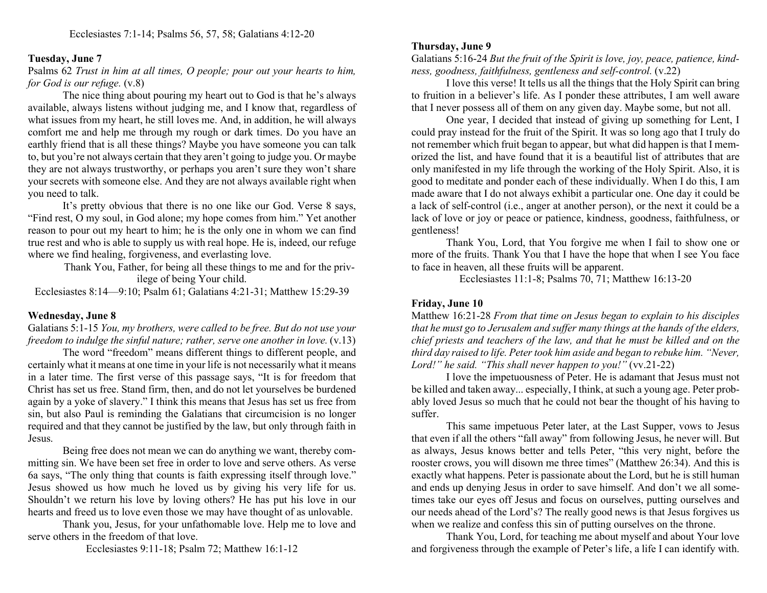Ecclesiastes 7:1-14; Psalms 56, 57, 58; Galatians 4:12-20

**Tuesday, June 7**

Psalms 62 *Trust in him at all times, O people; pour out your hearts to him, for God is our refuge.* (v.8)

The nice thing about pouring my heart out to God is that he's always available, always listens without judging me, and I know that, regardless of what issues from my heart, he still loves me. And, in addition, he will always comfort me and help me through my rough or dark times. Do you have an earthly friend that is all these things? Maybe you have someone you can talk to, but you're not always certain that they aren't going to judge you. Or maybe they are not always trustworthy, or perhaps you aren't sure they won't share your secrets with someone else. And they are not always available right when you need to talk.

It's pretty obvious that there is no one like our God. Verse 8 says, "Find rest, O my soul, in God alone; my hope comes from him." Yet another reason to pour out my heart to him; he is the only one in whom we can find true rest and who is able to supply us with real hope. He is, indeed, our refuge where we find healing, forgiveness, and everlasting love.

Thank You, Father, for being all these things to me and for the privilege of being Your child.

Ecclesiastes 8:14—9:10; Psalm 61; Galatians 4:21-31; Matthew 15:29-39

**Wednesday, June 8**

Galatians 5:1-15 *You, my brothers, were called to be free. But do not use your freedom to indulge the sinful nature; rather, serve one another in love.* (v.13)

The word "freedom" means different things to different people, and certainly what it means at one time in your life is not necessarily what it means in a later time. The first verse of this passage says, "It is for freedom that Christ has set us free. Stand firm, then, and do not let yourselves be burdened again by a yoke of slavery." I think this means that Jesus has set us free from sin, but also Paul is reminding the Galatians that circumcision is no longer required and that they cannot be justified by the law, but only through faith in Jesus.

Being free does not mean we can do anything we want, thereby committing sin. We have been set free in order to love and serve others. As verse 6a says, "The only thing that counts is faith expressing itself through love." Jesus showed us how much he loved us by giving his very life for us. Shouldn't we return his love by loving others? He has put his love in our hearts and freed us to love even those we may have thought of as unlovable.

Thank you, Jesus, for your unfathomable love. Help me to love and serve others in the freedom of that love.

Ecclesiastes 9:11-18; Psalm 72; Matthew 16:1-12

**Thursday, June 9**

Galatians 5:16-24 *But the fruit of the Spirit is love, joy, peace, patience, kindness, goodness, faithfulness, gentleness and self-control.* (v.22)

I love this verse! It tells us all the things that the Holy Spirit can bring to fruition in a believer's life. As I ponder these attributes, I am well aware that I never possess all of them on any given day. Maybe some, but not all.

One year, I decided that instead of giving up something for Lent, I could pray instead for the fruit of the Spirit. It was so long ago that I truly do not remember which fruit began to appear, but what did happen is that I memorized the list, and have found that it is a beautiful list of attributes that are only manifested in my life through the working of the Holy Spirit. Also, it is good to meditate and ponder each of these individually. When I do this, I am made aware that I do not always exhibit a particular one. One day it could be a lack of self-control (i.e., anger at another person), or the next it could be a lack of love or joy or peace or patience, kindness, goodness, faithfulness, or gentleness!

Thank You, Lord, that You forgive me when I fail to show one or more of the fruits. Thank You that I have the hope that when I see You face to face in heaven, all these fruits will be apparent.

Ecclesiastes 11:1-8; Psalms 70, 71; Matthew 16:13-20

**Friday, June 10**

Matthew 16:21-28 *From that time on Jesus began to explain to his disciples that he must go to Jerusalem and suffer many things at the hands of the elders, chief priests and teachers of the law, and that he must be killed and on the third day raised to life. Peter took him aside and began to rebuke him. "Never, Lord!" he said. "This shall never happen to you!"* (vv.21-22)

I love the impetuousness of Peter. He is adamant that Jesus must not be killed and taken away... especially, I think, at such a young age. Peter probably loved Jesus so much that he could not bear the thought of his having to suffer.

This same impetuous Peter later, at the Last Supper, vows to Jesus that even if all the others "fall away" from following Jesus, he never will. But as always, Jesus knows better and tells Peter, "this very night, before the rooster crows, you will disown me three times" (Matthew 26:34). And this is exactly what happens. Peter is passionate about the Lord, but he is still human and ends up denying Jesus in order to save himself. And don't we all sometimes take our eyes off Jesus and focus on ourselves, putting ourselves and our needs ahead of the Lord's? The really good news is that Jesus forgives us when we realize and confess this sin of putting ourselves on the throne.

Thank You, Lord, for teaching me about myself and about Your love and forgiveness through the example of Peter's life, a life I can identify with.